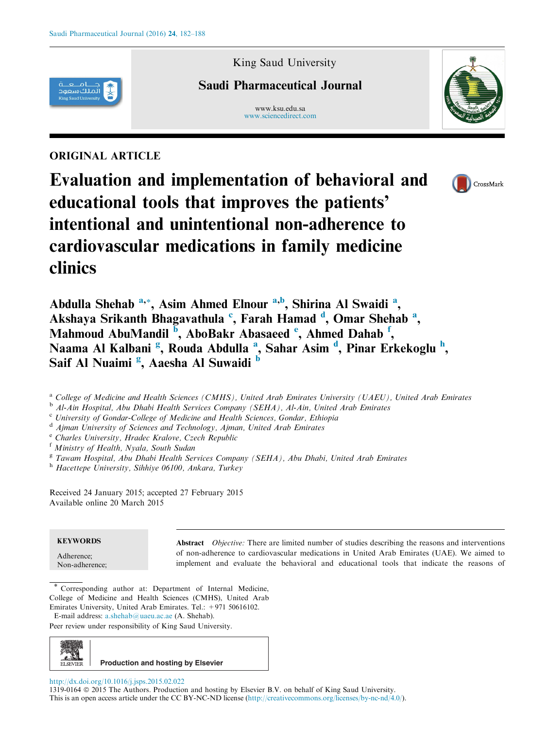King Saud University

**Saudi Pharmaceutical Journal**

www.ksu.edu.sa
www.sciencedirect.com

ORIGINAL ARTICLE

# Evaluation and implementation of behavioral and educational tools that improves the patients' intentional and unintentional non-adherence to cardiovascular medications in family medicine clinics

**Abdulla Shehab [a,*], Asim Ahmed Elnour [a,b], Shirina Al Swaidi [a], Akshaya Srikanth Bhagavathula [c], Farah Hamad [d], Omar Shehab [a], Mahmoud AbuMandil [b], AboBakr Abasaeed [e], Ahmed Dahab [f], Naama Al Kalbani [g], Rouda Abdulla [a], Sahar Asim [d], Pinar Erkekoglu [h], Saif Al Nuaimi [g], Aaesha Al Suwaidi [b]**

[a] *College of Medicine and Health Sciences (CMHS), United Arab Emirates University (UAEU), United Arab Emirates*
[b] *Al-Ain Hospital, Abu Dhabi Health Services Company (SEHA), Al-Ain, United Arab Emirates*
[c] *University of Gondar-College of Medicine and Health Sciences, Gondar, Ethiopia*
[d] *Ajman University of Sciences and Technology, Ajman, United Arab Emirates*
[e] *Charles University, Hradec Kralove, Czech Republic*
[f] *Ministry of Health, Nyala, South Sudan*
[g] *Tawam Hospital, Abu Dhabi Health Services Company (SEHA), Abu Dhabi, United Arab Emirates*
[h] *Hacettepe University, Sihhiye 06100, Ankara, Turkey*

Received 24 January 2015; accepted 27 February 2015
Available online 20 March 2015

**KEYWORDS**

Adherence;
Non-adherence;

**Abstract** *Objective:* There are limited number of studies describing the reasons and interventions of non-adherence to cardiovascular medications in United Arab Emirates (UAE). We aimed to implement and evaluate the behavioral and educational tools that indicate the reasons of

\* Corresponding author at: Department of Internal Medicine, College of Medicine and Health Sciences (CMHS), United Arab Emirates University, United Arab Emirates. Tel.: +971 50616102.
E-mail address: a.shehab@uaeu.ac.ae (A. Shehab).

Peer review under responsibility of King Saud University.

Production and hosting by Elsevier

http://dx.doi.org/10.1016/j.jsps.2015.02.022
1319-0164 © 2015 The Authors. Production and hosting by Elsevier B.V. on behalf of King Saud University.
This is an open access article under the CC BY-NC-ND license (http://creativecommons.org/licenses/by-nc-nd/4.0/).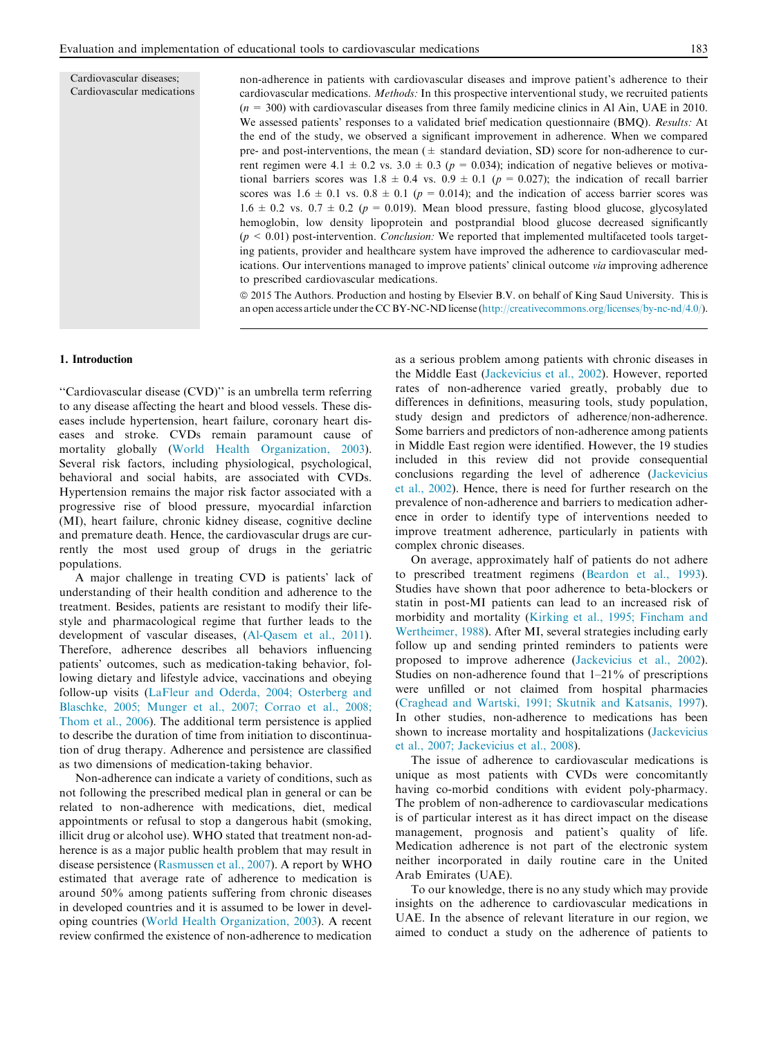Cardiovascular diseases; Cardiovascular medications

non-adherence in patients with cardiovascular diseases and improve patient's adherence to their cardiovascular medications. *Methods:* In this prospective interventional study, we recruited patients ($n = 300$) with cardiovascular diseases from three family medicine clinics in Al Ain, UAE in 2010. We assessed patients' responses to a validated brief medication questionnaire (BMQ). *Results:* At the end of the study, we observed a significant improvement in adherence. When we compared pre- and post-interventions, the mean (± standard deviation, SD) score for non-adherence to current regimen were $4.1 \pm 0.2$ vs. $3.0 \pm 0.3$ ($p = 0.034$); indication of negative believes or motivational barriers scores was $1.8 \pm 0.4$ vs. $0.9 \pm 0.1$ ($p = 0.027$); the indication of recall barrier scores was $1.6 \pm 0.1$ vs. $0.8 \pm 0.1$ ($p = 0.014$); and the indication of access barrier scores was $1.6 \pm 0.2$ vs. $0.7 \pm 0.2$ ($p = 0.019$). Mean blood pressure, fasting blood glucose, glycosylated hemoglobin, low density lipoprotein and postprandial blood glucose decreased significantly ($p < 0.01$) post-intervention. *Conclusion:* We reported that implemented multifaceted tools targeting patients, provider and healthcare system have improved the adherence to cardiovascular medications. Our interventions managed to improve patients' clinical outcome *via* improving adherence to prescribed cardiovascular medications.

© 2015 The Authors. Production and hosting by Elsevier B.V. on behalf of King Saud University. This is an open access article under the CC BY-NC-ND license (http://creativecommons.org/licenses/by-nc-nd/4.0/).

## 1. Introduction

"Cardiovascular disease (CVD)" is an umbrella term referring to any disease affecting the heart and blood vessels. These diseases include hypertension, heart failure, coronary heart diseases and stroke. CVDs remain paramount cause of mortality globally (World Health Organization, 2003). Several risk factors, including physiological, psychological, behavioral and social habits, are associated with CVDs. Hypertension remains the major risk factor associated with a progressive rise of blood pressure, myocardial infarction (MI), heart failure, chronic kidney disease, cognitive decline and premature death. Hence, the cardiovascular drugs are currently the most used group of drugs in the geriatric populations.

A major challenge in treating CVD is patients' lack of understanding of their health condition and adherence to the treatment. Besides, patients are resistant to modify their lifestyle and pharmacological regime that further leads to the development of vascular diseases, (Al-Qasem et al., 2011). Therefore, adherence describes all behaviors influencing patients' outcomes, such as medication-taking behavior, following dietary and lifestyle advice, vaccinations and obeying follow-up visits (LaFleur and Oderda, 2004; Osterberg and Blaschke, 2005; Munger et al., 2007; Corrao et al., 2008; Thom et al., 2006). The additional term persistence is applied to describe the duration of time from initiation to discontinuation of drug therapy. Adherence and persistence are classified as two dimensions of medication-taking behavior.

Non-adherence can indicate a variety of conditions, such as not following the prescribed medical plan in general or can be related to non-adherence with medications, diet, medical appointments or refusal to stop a dangerous habit (smoking, illicit drug or alcohol use). WHO stated that treatment non-adherence is as a major public health problem that may result in disease persistence (Rasmussen et al., 2007). A report by WHO estimated that average rate of adherence to medication is around 50% among patients suffering from chronic diseases in developed countries and it is assumed to be lower in developing countries (World Health Organization, 2003). A recent review confirmed the existence of non-adherence to medication as a serious problem among patients with chronic diseases in the Middle East (Jackevicius et al., 2002). However, reported rates of non-adherence varied greatly, probably due to differences in definitions, measuring tools, study population, study design and predictors of adherence/non-adherence. Some barriers and predictors of non-adherence among patients in Middle East region were identified. However, the 19 studies included in this review did not provide consequential conclusions regarding the level of adherence (Jackevicius et al., 2002). Hence, there is need for further research on the prevalence of non-adherence and barriers to medication adherence in order to identify type of interventions needed to improve treatment adherence, particularly in patients with complex chronic diseases.

On average, approximately half of patients do not adhere to prescribed treatment regimens (Beardon et al., 1993). Studies have shown that poor adherence to beta-blockers or statin in post-MI patients can lead to an increased risk of morbidity and mortality (Kirking et al., 1995; Fincham and Wertheimer, 1988). After MI, several strategies including early follow up and sending printed reminders to patients were proposed to improve adherence (Jackevicius et al., 2002). Studies on non-adherence found that 1–21% of prescriptions were unfilled or not claimed from hospital pharmacies (Craghead and Wartski, 1991; Skutnik and Katsanis, 1997). In other studies, non-adherence to medications has been shown to increase mortality and hospitalizations (Jackevicius et al., 2007; Jackevicius et al., 2008).

The issue of adherence to cardiovascular medications is unique as most patients with CVDs were concomitantly having co-morbid conditions with evident poly-pharmacy. The problem of non-adherence to cardiovascular medications is of particular interest as it has direct impact on the disease management, prognosis and patient's quality of life. Medication adherence is not part of the electronic system neither incorporated in daily routine care in the United Arab Emirates (UAE).

To our knowledge, there is no any study which may provide insights on the adherence to cardiovascular medications in UAE. In the absence of relevant literature in our region, we aimed to conduct a study on the adherence of patients to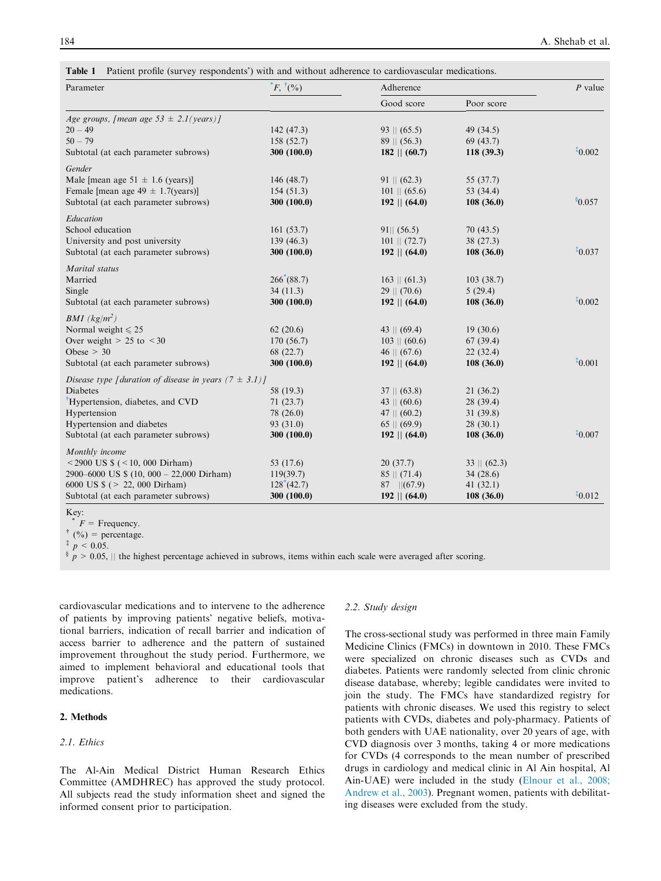**Table 1** Patient profile (survey respondents') with and without adherence to cardiovascular medications.

| Parameter | [*]F, [†](%) | Adherence | | P value |
|---|---|---|---|---|
| | | Good score | Poor score | |
| *Age groups, [mean age 53 ± 2.1(years)]* | | | | |
| 20 – 49 | 142 (47.3) | 93 ‖ (65.5) | 49 (34.5) | |
| 50 – 79 | 158 (52.7) | 89 ‖ (56.3) | 69 (43.7) | |
| Subtotal (at each parameter subrows) | **300 (100.0)** | **182 ‖ (60.7)** | **118 (39.3)** | [‡]0.002 |
| *Gender* | | | | |
| Male [mean age 51 ± 1.6 (years)] | 146 (48.7) | 91 ‖ (62.3) | 55 (37.7) | |
| Female [mean age 49 ± 1.7(years)] | 154 (51.3) | 101 ‖ (65.6) | 53 (34.4) | |
| Subtotal (at each parameter subrows) | **300 (100.0)** | **192 ‖ (64.0)** | **108 (36.0)** | [§]0.057 |
| *Education* | | | | |
| School education | 161 (53.7) | 91‖ (56.5) | 70 (43.5) | |
| University and post university | 139 (46.3) | 101 ‖ (72.7) | 38 (27.3) | |
| Subtotal (at each parameter subrows) | **300 (100.0)** | **192 ‖ (64.0)** | **108 (36.0)** | [‡]0.037 |
| *Marital status* | | | | |
| Married | 266[*](88.7) | 163 ‖ (61.3) | 103 (38.7) | |
| Single | 34 (11.3) | 29 ‖ (70.6) | 5 (29.4) | |
| Subtotal (at each parameter subrows) | **300 (100.0)** | **192 ‖ (64.0)** | **108 (36.0)** | [‡]0.002 |
| *BMI (kg/m²)* | | | | |
| Normal weight ⩽ 25 | 62 (20.6) | 43 ‖ (69.4) | 19 (30.6) | |
| Over weight > 25 to < 30 | 170 (56.7) | 103 ‖ (60.6) | 67 (39.4) | |
| Obese > 30 | 68 (22.7) | 46 ‖ (67.6) | 22 (32.4) | |
| Subtotal (at each parameter subrows) | **300 (100.0)** | **192 ‖ (64.0)** | **108 (36.0)** | [‡]0.001 |
| *Disease type [duration of disease in years (7 ± 3.1)]* | | | | |
| Diabetes | 58 (19.3) | 37 ‖ (63.8) | 21 (36.2) | |
| [†]Hypertension, diabetes, and CVD | 71 (23.7) | 43 ‖ (60.6) | 28 (39.4) | |
| Hypertension | 78 (26.0) | 47 ‖ (60.2) | 31 (39.8) | |
| Hypertension and diabetes | 93 (31.0) | 65 ‖ (69.9) | 28 (30.1) | |
| Subtotal (at each parameter subrows) | **300 (100.0)** | **192 ‖ (64.0)** | **108 (36.0)** | [‡]0.007 |
| *Monthly income* | | | | |
| < 2900 US $ (< 10, 000 Dirham) | 53 (17.6) | 20 (37.7) | 33 ‖ (62.3) | |
| 2900–6000 US $ (10, 000 – 22,000 Dirham) | 119(39.7) | 85 ‖ (71.4) | 34 (28.6) | |
| 6000 US $ (> 22, 000 Dirham) | 128[*](42.7) | 87 ‖(67.9) | 41 (32.1) | |
| Subtotal (at each parameter subrows) | **300 (100.0)** | **192 ‖ (64.0)** | **108 (36.0)** | [‡]0.012 |

Key:
[*] F = Frequency.
[†] (%) = percentage.
[‡] $p < 0.05$.
[§] $p > 0.05$, ‖ the highest percentage achieved in subrows, items within each scale were averaged after scoring.

cardiovascular medications and to intervene to the adherence of patients by improving patients' negative beliefs, motivational barriers, indication of recall barrier and indication of access barrier to adherence and the pattern of sustained improvement throughout the study period. Furthermore, we aimed to implement behavioral and educational tools that improve patient's adherence to their cardiovascular medications.

## 2. Methods

### 2.1. Ethics

The Al-Ain Medical District Human Research Ethics Committee (AMDHREC) has approved the study protocol. All subjects read the study information sheet and signed the informed consent prior to participation.

### 2.2. Study design

The cross-sectional study was performed in three main Family Medicine Clinics (FMCs) in downtown in 2010. These FMCs were specialized on chronic diseases such as CVDs and diabetes. Patients were randomly selected from clinic chronic disease database, whereby; legible candidates were invited to join the study. The FMCs have standardized registry for patients with chronic diseases. We used this registry to select patients with CVDs, diabetes and poly-pharmacy. Patients of both genders with UAE nationality, over 20 years of age, with CVD diagnosis over 3 months, taking 4 or more medications for CVDs (4 corresponds to the mean number of prescribed drugs in cardiology and medical clinic in Al Ain hospital, Al Ain-UAE) were included in the study (Elnour et al., 2008; Andrew et al., 2003). Pregnant women, patients with debilitating diseases were excluded from the study.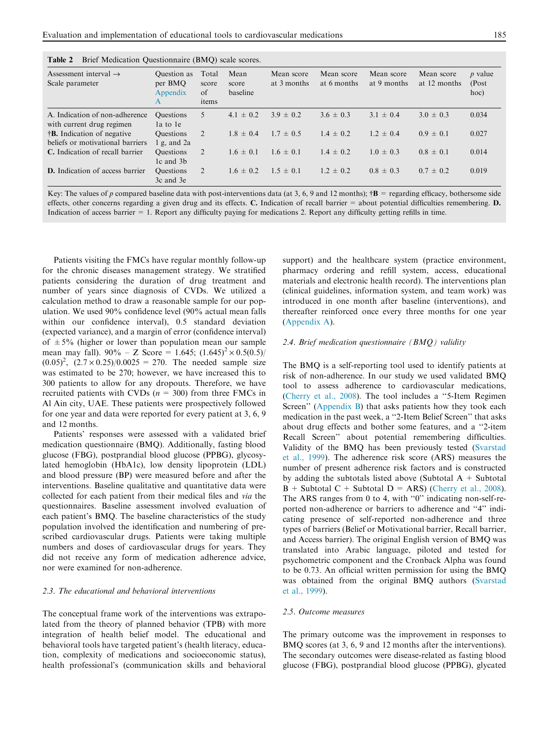**Table 2** Brief Medication Questionnaire (BMQ) scale scores.

| Assessment interval → Scale parameter | Question as per BMQ Appendix A | Total score of items | Mean score baseline | Mean score at 3 months | Mean score at 6 months | Mean score at 9 months | Mean score at 12 months | p value (Post hoc) |
|---|---|---|---|---|---|---|---|---|
| A. Indication of non-adherence with current drug regimen | Questions 1a to 1e | 5 | 4.1 ± 0.2 | 3.9 ± 0.2 | 3.6 ± 0.3 | 3.1 ± 0.4 | 3.0 ± 0.3 | 0.034 |
| †**B.** Indication of negative beliefs or motivational barriers | Questions 1 g, and 2a | 2 | 1.8 ± 0.4 | 1.7 ± 0.5 | 1.4 ± 0.2 | 1.2 ± 0.4 | 0.9 ± 0.1 | 0.027 |
| **C.** Indication of recall barrier | Questions 1c and 3b | 2 | 1.6 ± 0.1 | 1.6 ± 0.1 | 1.4 ± 0.2 | 1.0 ± 0.3 | 0.8 ± 0.1 | 0.014 |
| **D.** Indication of access barrier | Questions 3c and 3e | 2 | 1.6 ± 0.2 | 1.5 ± 0.1 | 1.2 ± 0.2 | 0.8 ± 0.3 | 0.7 ± 0.2 | 0.019 |

Key: The values of $p$ compared baseline data with post-interventions data (at 3, 6, 9 and 12 months); †**B** = regarding efficacy, bothersome side effects, other concerns regarding a given drug and its effects. **C.** Indication of recall barrier = about potential difficulties remembering. **D.** Indication of access barrier = 1. Report any difficulty paying for medications 2. Report any difficulty getting refills in time.

Patients visiting the FMCs have regular monthly follow-up for the chronic diseases management strategy. We stratified patients considering the duration of drug treatment and number of years since diagnosis of CVDs. We utilized a calculation method to draw a reasonable sample for our population. We used 90% confidence level (90% actual mean falls within our confidence interval), 0.5 standard deviation (expected variance), and a margin of error (confidence interval) of ±5% (higher or lower than population mean our sample mean may fall). 90% – Z Score = 1.645; $(1.645)^2 \times 0.5(0.5)/(0.05)^2$, $(2.7 \times 0.25)/0.0025 = 270$. The needed sample size was estimated to be 270; however, we have increased this to 300 patients to allow for any dropouts. Therefore, we have recruited patients with CVDs ($n$ = 300) from three FMCs in Al Ain city, UAE. These patients were prospectively followed for one year and data were reported for every patient at 3, 6, 9 and 12 months.

Patients' responses were assessed with a validated brief medication questionnaire (BMQ). Additionally, fasting blood glucose (FBG), postprandial blood glucose (PPBG), glycosylated hemoglobin (HbA1c), low density lipoprotein (LDL) and blood pressure (BP) were measured before and after the interventions. Baseline qualitative and quantitative data were collected for each patient from their medical files and *via* the questionnaires. Baseline assessment involved evaluation of each patient's BMQ. The baseline characteristics of the study population involved the identification and numbering of prescribed cardiovascular drugs. Patients were taking multiple numbers and doses of cardiovascular drugs for years. They did not receive any form of medication adherence advice, nor were examined for non-adherence.

### *2.3. The educational and behavioral interventions*

The conceptual frame work of the interventions was extrapolated from the theory of planned behavior (TPB) with more integration of health belief model. The educational and behavioral tools have targeted patient's (health literacy, education, complexity of medications and socioeconomic status), health professional's (communication skills and behavioral support) and the healthcare system (practice environment, pharmacy ordering and refill system, access, educational materials and electronic health record). The interventions plan (clinical guidelines, information system, and team work) was introduced in one month after baseline (interventions), and thereafter reinforced once every three months for one year (Appendix A).

### *2.4. Brief medication questionnaire (BMQ) validity*

The BMQ is a self-reporting tool used to identify patients at risk of non-adherence. In our study we used validated BMQ tool to assess adherence to cardiovascular medications, (Cherry et al., 2008). The tool includes a "5-Item Regimen Screen" (Appendix B) that asks patients how they took each medication in the past week, a "2-Item Belief Screen" that asks about drug effects and bother some features, and a "2-item Recall Screen" about potential remembering difficulties. Validity of the BMQ has been previously tested (Svarstad et al., 1999). The adherence risk score (ARS) measures the number of present adherence risk factors and is constructed by adding the subtotals listed above (Subtotal A + Subtotal B + Subtotal C + Subtotal D = ARS) (Cherry et al., 2008). The ARS ranges from 0 to 4, with "0" indicating non-self-reported non-adherence or barriers to adherence and "4" indicating presence of self-reported non-adherence and three types of barriers (Belief or Motivational barrier, Recall barrier, and Access barrier). The original English version of BMQ was translated into Arabic language, piloted and tested for psychometric component and the Cronback Alpha was found to be 0.73. An official written permission for using the BMQ was obtained from the original BMQ authors (Svarstad et al., 1999).

### *2.5. Outcome measures*

The primary outcome was the improvement in responses to BMQ scores (at 3, 6, 9 and 12 months after the interventions). The secondary outcomes were disease-related as fasting blood glucose (FBG), postprandial blood glucose (PPBG), glycated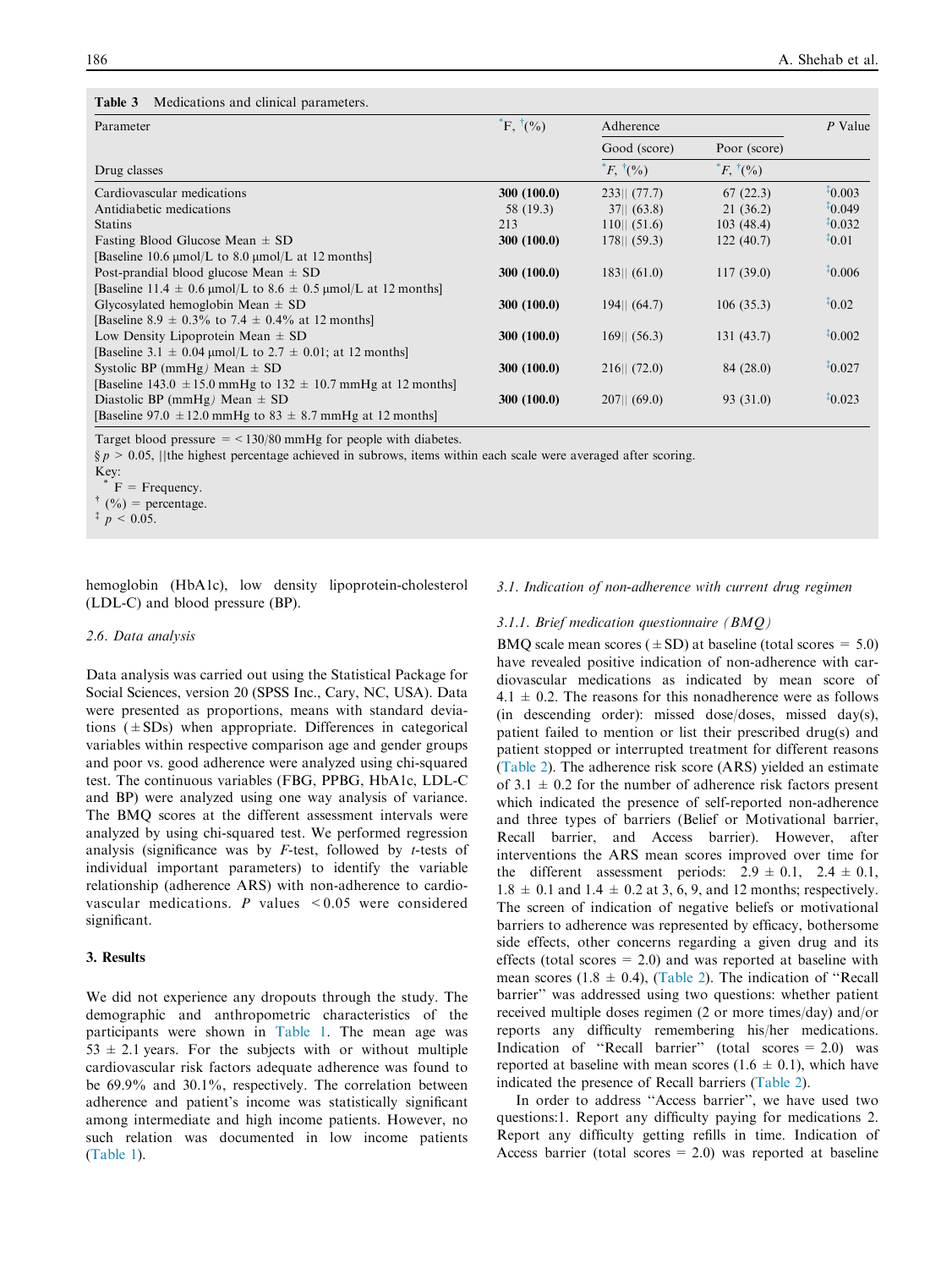**Table 3** Medications and clinical parameters.

| Parameter | *F, †(%) | Adherence | | P Value |
|---|---|---|---|---|
| | | Good (score) | Poor (score) | |
| Drug classes | | *F, †(%) | *F, †(%) | |
| Cardiovascular medications | **300 (100.0)** | 233‖ (77.7) | 67 (22.3) | ‡0.003 |
| Antidiabetic medications | 58 (19.3) | 37‖ (63.8) | 21 (36.2) | ‡0.049 |
| Statins | 213 | 110‖ (51.6) | 103 (48.4) | ‡0.032 |
| Fasting Blood Glucose Mean ± SD [Baseline 10.6 μmol/L to 8.0 μmol/L at 12 months] | **300 (100.0)** | 178‖ (59.3) | 122 (40.7) | ‡0.01 |
| Post-prandial blood glucose Mean ± SD [Baseline 11.4 ± 0.6 μmol/L to 8.6 ± 0.5 μmol/L at 12 months] | **300 (100.0)** | 183‖ (61.0) | 117 (39.0) | ‡0.006 |
| Glycosylated hemoglobin Mean ± SD [Baseline 8.9 ± 0.3% to 7.4 ± 0.4% at 12 months] | **300 (100.0)** | 194‖ (64.7) | 106 (35.3) | ‡0.02 |
| Low Density Lipoprotein Mean ± SD [Baseline 3.1 ± 0.04 μmol/L to 2.7 ± 0.01; at 12 months] | **300 (100.0)** | 169‖ (56.3) | 131 (43.7) | ‡0.002 |
| Systolic BP (mmHg) Mean ± SD [Baseline 143.0 ± 15.0 mmHg to 132 ± 10.7 mmHg at 12 months] | **300 (100.0)** | 216‖ (72.0) | 84 (28.0) | ‡0.027 |
| Diastolic BP (mmHg) Mean ± SD [Baseline 97.0 ± 12.0 mmHg to 83 ± 8.7 mmHg at 12 months] | **300 (100.0)** | 207‖ (69.0) | 93 (31.0) | ‡0.023 |

Target blood pressure = < 130/80 mmHg for people with diabetes.
§ $p > 0.05$, ‖the highest percentage achieved in subrows, items within each scale were averaged after scoring.
Key:
\* F = Frequency.
† (%) = percentage.
‡ $p < 0.05$.

hemoglobin (HbA1c), low density lipoprotein-cholesterol (LDL-C) and blood pressure (BP).

### 2.6. Data analysis

Data analysis was carried out using the Statistical Package for Social Sciences, version 20 (SPSS Inc., Cary, NC, USA). Data were presented as proportions, means with standard deviations (±SDs) when appropriate. Differences in categorical variables within respective comparison age and gender groups and poor vs. good adherence were analyzed using chi-squared test. The continuous variables (FBG, PPBG, HbA1c, LDL-C and BP) were analyzed using one way analysis of variance. The BMQ scores at the different assessment intervals were analyzed by using chi-squared test. We performed regression analysis (significance was by $F$-test, followed by $t$-tests of individual important parameters) to identify the variable relationship (adherence ARS) with non-adherence to cardiovascular medications. $P$ values $< 0.05$ were considered significant.

## 3. Results

We did not experience any dropouts through the study. The demographic and anthropometric characteristics of the participants were shown in Table 1. The mean age was 53 ± 2.1 years. For the subjects with or without multiple cardiovascular risk factors adequate adherence was found to be 69.9% and 30.1%, respectively. The correlation between adherence and patient's income was statistically significant among intermediate and high income patients. However, no such relation was documented in low income patients (Table 1).

### 3.1. Indication of non-adherence with current drug regimen

#### 3.1.1. Brief medication questionnaire (BMQ)

BMQ scale mean scores (±SD) at baseline (total scores = 5.0) have revealed positive indication of non-adherence with cardiovascular medications as indicated by mean score of 4.1 ± 0.2. The reasons for this nonadherence were as follows (in descending order): missed dose/doses, missed day(s), patient failed to mention or list their prescribed drug(s) and patient stopped or interrupted treatment for different reasons (Table 2). The adherence risk score (ARS) yielded an estimate of 3.1 ± 0.2 for the number of adherence risk factors present which indicated the presence of self-reported non-adherence and three types of barriers (Belief or Motivational barrier, Recall barrier, and Access barrier). However, after interventions the ARS mean scores improved over time for the different assessment periods: 2.9 ± 0.1, 2.4 ± 0.1, 1.8 ± 0.1 and 1.4 ± 0.2 at 3, 6, 9, and 12 months; respectively. The screen of indication of negative beliefs or motivational barriers to adherence was represented by efficacy, bothersome side effects, other concerns regarding a given drug and its effects (total scores = 2.0) and was reported at baseline with mean scores (1.8 ± 0.4), (Table 2). The indication of "Recall barrier" was addressed using two questions: whether patient received multiple doses regimen (2 or more times/day) and/or reports any difficulty remembering his/her medications. Indication of "Recall barrier" (total scores = 2.0) was reported at baseline with mean scores (1.6 ± 0.1), which have indicated the presence of Recall barriers (Table 2).

In order to address "Access barrier", we have used two questions:1. Report any difficulty paying for medications 2. Report any difficulty getting refills in time. Indication of Access barrier (total scores = 2.0) was reported at baseline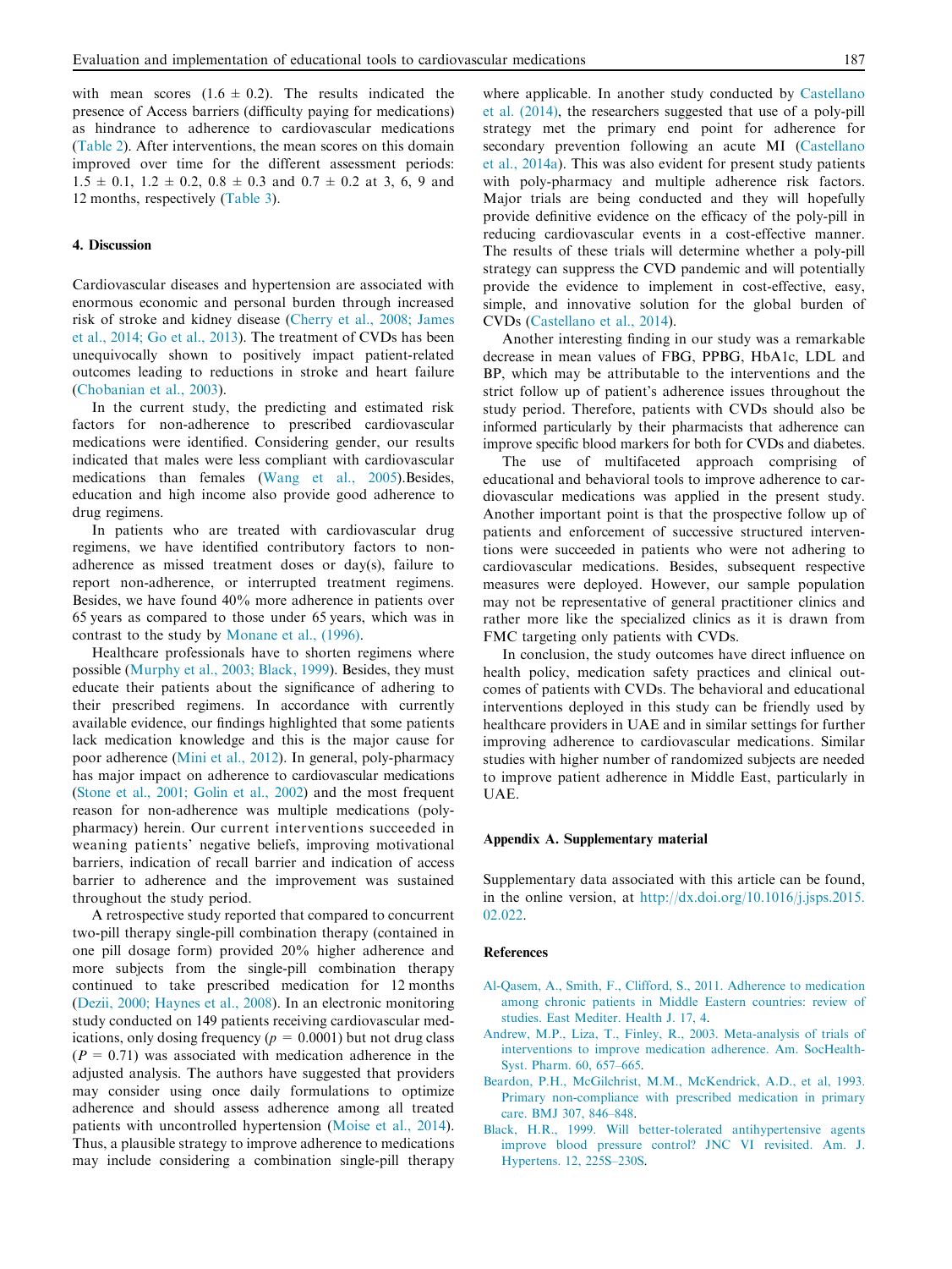with mean scores (1.6 ± 0.2). The results indicated the presence of Access barriers (difficulty paying for medications) as hindrance to adherence to cardiovascular medications (Table 2). After interventions, the mean scores on this domain improved over time for the different assessment periods: 1.5 ± 0.1, 1.2 ± 0.2, 0.8 ± 0.3 and 0.7 ± 0.2 at 3, 6, 9 and 12 months, respectively (Table 3).

## 4. Discussion

Cardiovascular diseases and hypertension are associated with enormous economic and personal burden through increased risk of stroke and kidney disease (Cherry et al., 2008; James et al., 2014; Go et al., 2013). The treatment of CVDs has been unequivocally shown to positively impact patient-related outcomes leading to reductions in stroke and heart failure (Chobanian et al., 2003).

In the current study, the predicting and estimated risk factors for non-adherence to prescribed cardiovascular medications were identified. Considering gender, our results indicated that males were less compliant with cardiovascular medications than females (Wang et al., 2005).Besides, education and high income also provide good adherence to drug regimens.

In patients who are treated with cardiovascular drug regimens, we have identified contributory factors to non-adherence as missed treatment doses or day(s), failure to report non-adherence, or interrupted treatment regimens. Besides, we have found 40% more adherence in patients over 65 years as compared to those under 65 years, which was in contrast to the study by Monane et al., (1996).

Healthcare professionals have to shorten regimens where possible (Murphy et al., 2003; Black, 1999). Besides, they must educate their patients about the significance of adhering to their prescribed regimens. In accordance with currently available evidence, our findings highlighted that some patients lack medication knowledge and this is the major cause for poor adherence (Mini et al., 2012). In general, poly-pharmacy has major impact on adherence to cardiovascular medications (Stone et al., 2001; Golin et al., 2002) and the most frequent reason for non-adherence was multiple medications (poly-pharmacy) herein. Our current interventions succeeded in weaning patients' negative beliefs, improving motivational barriers, indication of recall barrier and indication of access barrier to adherence and the improvement was sustained throughout the study period.

A retrospective study reported that compared to concurrent two-pill therapy single-pill combination therapy (contained in one pill dosage form) provided 20% higher adherence and more subjects from the single-pill combination therapy continued to take prescribed medication for 12 months (Dezii, 2000; Haynes et al., 2008). In an electronic monitoring study conducted on 149 patients receiving cardiovascular medications, only dosing frequency ($p = 0.0001$) but not drug class ($P = 0.71$) was associated with medication adherence in the adjusted analysis. The authors have suggested that providers may consider using once daily formulations to optimize adherence and should assess adherence among all treated patients with uncontrolled hypertension (Moise et al., 2014). Thus, a plausible strategy to improve adherence to medications may include considering a combination single-pill therapy where applicable. In another study conducted by Castellano et al. (2014), the researchers suggested that use of a poly-pill strategy met the primary end point for adherence for secondary prevention following an acute MI (Castellano et al., 2014a). This was also evident for present study patients with poly-pharmacy and multiple adherence risk factors. Major trials are being conducted and they will hopefully provide definitive evidence on the efficacy of the poly-pill in reducing cardiovascular events in a cost-effective manner. The results of these trials will determine whether a poly-pill strategy can suppress the CVD pandemic and will potentially provide the evidence to implement in cost-effective, easy, simple, and innovative solution for the global burden of CVDs (Castellano et al., 2014).

Another interesting finding in our study was a remarkable decrease in mean values of FBG, PPBG, HbA1c, LDL and BP, which may be attributable to the interventions and the strict follow up of patient's adherence issues throughout the study period. Therefore, patients with CVDs should also be informed particularly by their pharmacists that adherence can improve specific blood markers for both for CVDs and diabetes.

The use of multifaceted approach comprising of educational and behavioral tools to improve adherence to cardiovascular medications was applied in the present study. Another important point is that the prospective follow up of patients and enforcement of successive structured interventions were succeeded in patients who were not adhering to cardiovascular medications. Besides, subsequent respective measures were deployed. However, our sample population may not be representative of general practitioner clinics and rather more like the specialized clinics as it is drawn from FMC targeting only patients with CVDs.

In conclusion, the study outcomes have direct influence on health policy, medication safety practices and clinical outcomes of patients with CVDs. The behavioral and educational interventions deployed in this study can be friendly used by healthcare providers in UAE and in similar settings for further improving adherence to cardiovascular medications. Similar studies with higher number of randomized subjects are needed to improve patient adherence in Middle East, particularly in UAE.

## Appendix A. Supplementary material

Supplementary data associated with this article can be found, in the online version, at http://dx.doi.org/10.1016/j.jsps.2015.02.022.

## References

Al-Qasem, A., Smith, F., Clifford, S., 2011. Adherence to medication among chronic patients in Middle Eastern countries: review of studies. East Mediter. Health J. 17, 4.

Andrew, M.P., Liza, T., Finley, R., 2003. Meta-analysis of trials of interventions to improve medication adherence. Am. SocHealth-Syst. Pharm. 60, 657–665.

Beardon, P.H., McGilchrist, M.M., McKendrick, A.D., et al, 1993. Primary non-compliance with prescribed medication in primary care. BMJ 307, 846–848.

Black, H.R., 1999. Will better-tolerated antihypertensive agents improve blood pressure control? JNC VI revisited. Am. J. Hypertens. 12, 225S–230S.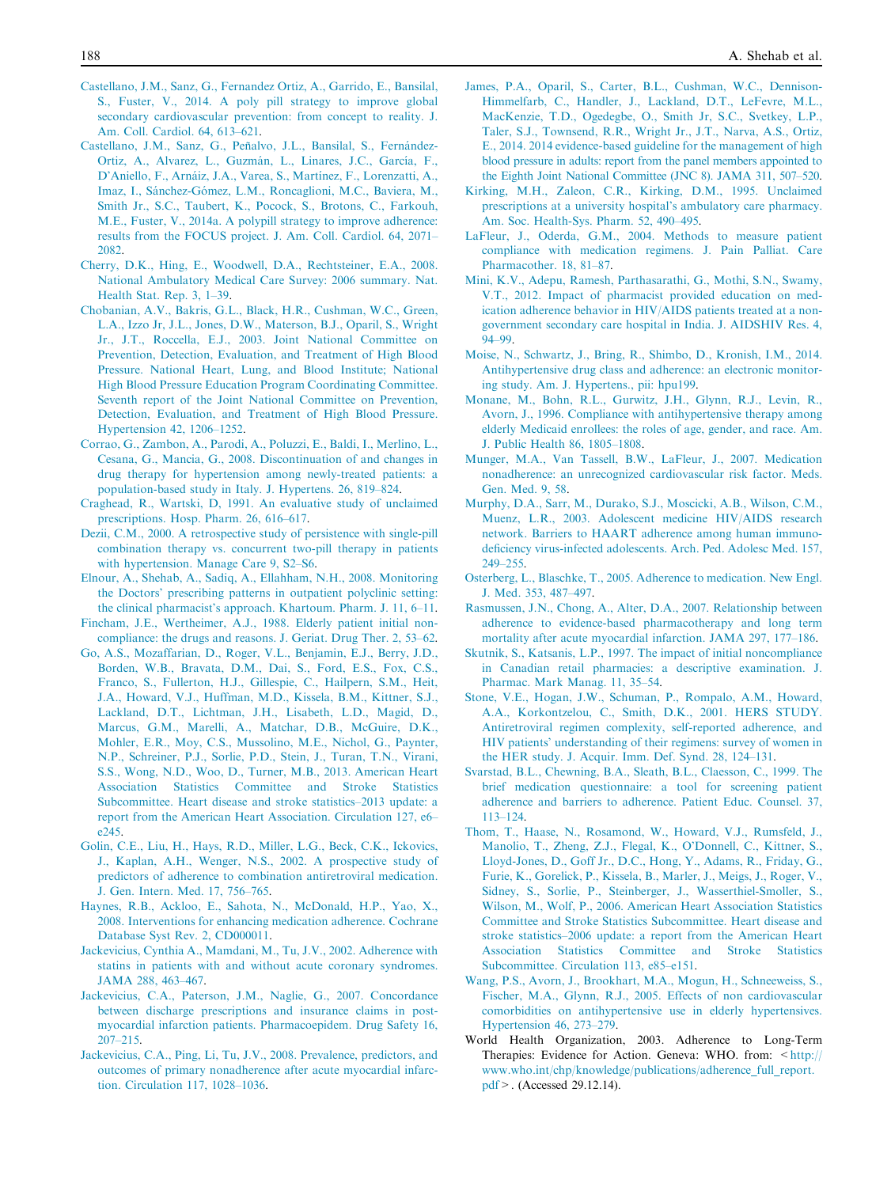Castellano, J.M., Sanz, G., Fernandez Ortiz, A., Garrido, E., Bansilal, S., Fuster, V., 2014. A poly pill strategy to improve global secondary cardiovascular prevention: from concept to reality. J. Am. Coll. Cardiol. 64, 613–621.

Castellano, J.M., Sanz, G., Peñalvo, J.L., Bansilal, S., Fernández-Ortiz, A., Alvarez, L., Guzmán, L., Linares, J.C., García, F., D'Aniello, F., Arnáiz, J.A., Varea, S., Martínez, F., Lorenzatti, A., Imaz, I., Sánchez-Gómez, L.M., Roncaglioni, M.C., Baviera, M., Smith Jr., S.C., Taubert, K., Pocock, S., Brotons, C., Farkouh, M.E., Fuster, V., 2014a. A polypill strategy to improve adherence: results from the FOCUS project. J. Am. Coll. Cardiol. 64, 2071–2082.

Cherry, D.K., Hing, E., Woodwell, D.A., Rechtsteiner, E.A., 2008. National Ambulatory Medical Care Survey: 2006 summary. Nat. Health Stat. Rep. 3, 1–39.

Chobanian, A.V., Bakris, G.L., Black, H.R., Cushman, W.C., Green, L.A., Izzo Jr, J.L., Jones, D.W., Materson, B.J., Oparil, S., Wright Jr., J.T., Roccella, E.J., 2003. Joint National Committee on Prevention, Detection, Evaluation, and Treatment of High Blood Pressure. National Heart, Lung, and Blood Institute; National High Blood Pressure Education Program Coordinating Committee. Seventh report of the Joint National Committee on Prevention, Detection, Evaluation, and Treatment of High Blood Pressure. Hypertension 42, 1206–1252.

Corrao, G., Zambon, A., Parodi, A., Poluzzi, E., Baldi, I., Merlino, L., Cesana, G., Mancia, G., 2008. Discontinuation of and changes in drug therapy for hypertension among newly-treated patients: a population-based study in Italy. J. Hypertens. 26, 819–824.

Craghead, R., Wartski, D, 1991. An evaluative study of unclaimed prescriptions. Hosp. Pharm. 26, 616–617.

Dezii, C.M., 2000. A retrospective study of persistence with single-pill combination therapy vs. concurrent two-pill therapy in patients with hypertension. Manage Care 9, S2–S6.

Elnour, A., Shehab, A., Sadiq, A., Ellahham, N.H., 2008. Monitoring the Doctors' prescribing patterns in outpatient polyclinic setting: the clinical pharmacist's approach. Khartoum. Pharm. J. 11, 6–11.

Fincham, J.E., Wertheimer, A.J., 1988. Elderly patient initial non-compliance: the drugs and reasons. J. Geriat. Drug Ther. 2, 53–62.

Go, A.S., Mozaffarian, D., Roger, V.L., Benjamin, E.J., Berry, J.D., Borden, W.B., Bravata, D.M., Dai, S., Ford, E.S., Fox, C.S., Franco, S., Fullerton, H.J., Gillespie, C., Hailpern, S.M., Heit, J.A., Howard, V.J., Huffman, M.D., Kissela, B.M., Kittner, S.J., Lackland, D.T., Lichtman, J.H., Lisabeth, L.D., Magid, D., Marcus, G.M., Marelli, A., Matchar, D.B., McGuire, D.K., Mohler, E.R., Moy, C.S., Mussolino, M.E., Nichol, G., Paynter, N.P., Schreiner, P.J., Sorlie, P.D., Stein, J., Turan, T.N., Virani, S.S., Wong, N.D., Woo, D., Turner, M.B., 2013. American Heart Association Statistics Committee and Stroke Statistics Subcommittee. Heart disease and stroke statistics–2013 update: a report from the American Heart Association. Circulation 127, e6–e245.

Golin, C.E., Liu, H., Hays, R.D., Miller, L.G., Beck, C.K., Ickovics, J., Kaplan, A.H., Wenger, N.S., 2002. A prospective study of predictors of adherence to combination antiretroviral medication. J. Gen. Intern. Med. 17, 756–765.

Haynes, R.B., Ackloo, E., Sahota, N., McDonald, H.P., Yao, X., 2008. Interventions for enhancing medication adherence. Cochrane Database Syst Rev. 2, CD000011.

Jackevicius, Cynthia A., Mamdani, M., Tu, J.V., 2002. Adherence with statins in patients with and without acute coronary syndromes. JAMA 288, 463–467.

Jackevicius, C.A., Paterson, J.M., Naglie, G., 2007. Concordance between discharge prescriptions and insurance claims in post-myocardial infarction patients. Pharmacoepidem. Drug Safety 16, 207–215.

Jackevicius, C.A., Ping, Li, Tu, J.V., 2008. Prevalence, predictors, and outcomes of primary nonadherence after acute myocardial infarction. Circulation 117, 1028–1036.

James, P.A., Oparil, S., Carter, B.L., Cushman, W.C., Dennison-Himmelfarb, C., Handler, J., Lackland, D.T., LeFevre, M.L., MacKenzie, T.D., Ogedegbe, O., Smith Jr, S.C., Svetkey, L.P., Taler, S.J., Townsend, R.R., Wright Jr., J.T., Narva, A.S., Ortiz, E., 2014. 2014 evidence-based guideline for the management of high blood pressure in adults: report from the panel members appointed to the Eighth Joint National Committee (JNC 8). JAMA 311, 507–520.

Kirking, M.H., Zaleon, C.R., Kirking, D.M., 1995. Unclaimed prescriptions at a university hospital's ambulatory care pharmacy. Am. Soc. Health-Sys. Pharm. 52, 490–495.

LaFleur, J., Oderda, G.M., 2004. Methods to measure patient compliance with medication regimens. J. Pain Palliat. Care Pharmacother. 18, 81–87.

Mini, K.V., Adepu, Ramesh, Parthasarathi, G., Mothi, S.N., Swamy, V.T., 2012. Impact of pharmacist provided education on medication adherence behavior in HIV/AIDS patients treated at a non-government secondary care hospital in India. J. AIDSHIV Res. 4, 94–99.

Moise, N., Schwartz, J., Bring, R., Shimbo, D., Kronish, I.M., 2014. Antihypertensive drug class and adherence: an electronic monitoring study. Am. J. Hypertens., pii: hpu199.

Monane, M., Bohn, R.L., Gurwitz, J.H., Glynn, R.J., Levin, R., Avorn, J., 1996. Compliance with antihypertensive therapy among elderly Medicaid enrollees: the roles of age, gender, and race. Am. J. Public Health 86, 1805–1808.

Munger, M.A., Van Tassell, B.W., LaFleur, J., 2007. Medication nonadherence: an unrecognized cardiovascular risk factor. Meds. Gen. Med. 9, 58.

Murphy, D.A., Sarr, M., Durako, S.J., Moscicki, A.B., Wilson, C.M., Muenz, L.R., 2003. Adolescent medicine HIV/AIDS research network. Barriers to HAART adherence among human immunodeficiency virus-infected adolescents. Arch. Ped. Adolesc Med. 157, 249–255.

Osterberg, L., Blaschke, T., 2005. Adherence to medication. New Engl. J. Med. 353, 487–497.

Rasmussen, J.N., Chong, A., Alter, D.A., 2007. Relationship between adherence to evidence-based pharmacotherapy and long term mortality after acute myocardial infarction. JAMA 297, 177–186.

Skutnik, S., Katsanis, L.P., 1997. The impact of initial noncompliance in Canadian retail pharmacies: a descriptive examination. J. Pharmac. Mark Manag. 11, 35–54.

Stone, V.E., Hogan, J.W., Schuman, P., Rompalo, A.M., Howard, A.A., Korkontzelou, C., Smith, D.K., 2001. HERS STUDY. Antiretroviral regimen complexity, self-reported adherence, and HIV patients' understanding of their regimens: survey of women in the HER study. J. Acquir. Imm. Def. Synd. 28, 124–131.

Svarstad, B.L., Chewning, B.A., Sleath, B.L., Claesson, C., 1999. The brief medication questionnaire: a tool for screening patient adherence and barriers to adherence. Patient Educ. Counsel. 37, 113–124.

Thom, T., Haase, N., Rosamond, W., Howard, V.J., Rumsfeld, J., Manolio, T., Zheng, Z.J., Flegal, K., O'Donnell, C., Kittner, S., Lloyd-Jones, D., Goff Jr., D.C., Hong, Y., Adams, R., Friday, G., Furie, K., Gorelick, P., Kissela, B., Marler, J., Meigs, J., Roger, V., Sidney, S., Sorlie, P., Steinberger, J., Wasserthiel-Smoller, S., Wilson, M., Wolf, P., 2006. American Heart Association Statistics Committee and Stroke Statistics Subcommittee. Heart disease and stroke statistics–2006 update: a report from the American Heart Association Statistics Committee and Stroke Statistics Subcommittee. Circulation 113, e85–e151.

Wang, P.S., Avorn, J., Brookhart, M.A., Mogun, H., Schneeweiss, S., Fischer, M.A., Glynn, R.J., 2005. Effects of non cardiovascular comorbidities on antihypertensive use in elderly hypertensives. Hypertension 46, 273–279.

World Health Organization, 2003. Adherence to Long-Term Therapies: Evidence for Action. Geneva: WHO. from: <http://www.who.int/chp/knowledge/publications/adherence_full_report.pdf>. (Accessed 29.12.14).